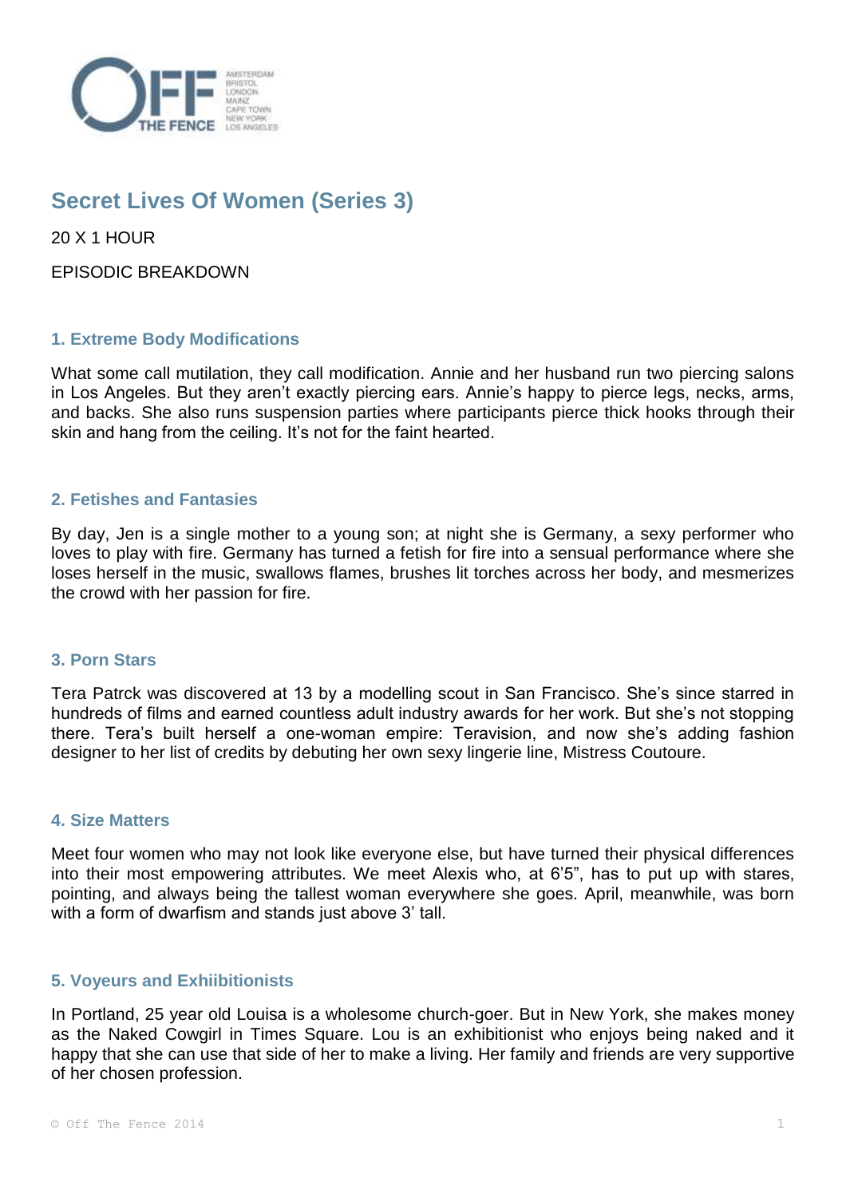# Secret Lives Of Women (Series 3)

20 X 1 HOUR

EPISODIC BREAKDOWN

### 1. Extreme Body Modifications

What some call mutilation, they call modification. Annie and her husband run two piercing salons in Los Angeles. But they aren't exactly piercing ears. Annie's happy to pierce legs, necks, arms, and backs. She also runs suspension parties where participants pierce thick hooks through their skin and hang from the ceiling. It's not for the faint hearted.

### 2. Fetishes and Fantasies

By day, Jen is a single mother to a young son; at night she is Germany, a sexy performer who loves to play with fire. Germany has turned a fetish for fire into a sensual performance where she loses herself in the music, swallows flames, brushes lit torches across her body, and mesmerizes the crowd with her passion for fire.

### 3. Porn Stars

Tera Patrck was discovered at 13 by a modelling scout in San Francisco. She's since starred in hundreds of films and earned countless adult industry awards for her work. But she's not stopping there. Tera's built herself a one-woman empire: Teravision, and now she's adding fashion designer to her list of credits by debuting her own sexy lingerie line, Mistress Coutoure.

### 4. Size Matters

Meet four women who may not look like everyone else, but have turned their physical differences into their most empowering attributes. We meet Alexis who, at 6'5", has to put up with stares, pointing, and always being the tallest woman everywhere she goes. April, meanwhile, was born with a form of dwarfism and stands just above 3' tall.

### 5. Voyeurs and Exhiibitionists

In Portland, 25 year old Louisa is a wholesome church-goer. But in New York, she makes money as the Naked Cowgirl in Times Square. Lou is an exhibitionist who enjoys being naked and it happy that she can use that side of her to make a living. Her family and friends are very supportive of her chosen profession.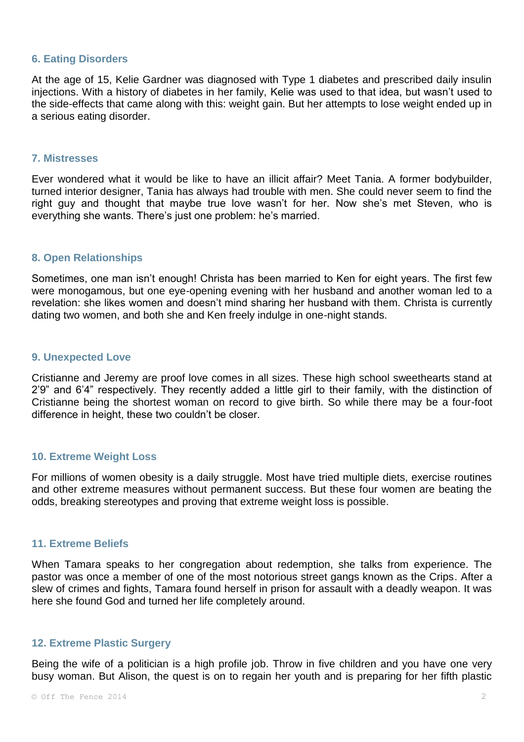### 6. Eating Disorders

At the age of 15, Kelie Gardner was diagnosed with Type 1 diabetes and prescribed daily insulin injections. With a history of diabetes in her family, Kelie was used to that idea, but wasn't used to the side-effects that came along with this: weight gain. But her attempts to lose weight ended up in a serious eating disorder.

### 7. Mistresses

Ever wondered what it would be like to have an illicit affair? Meet Tania. A former bodybuilder, turned interior designer, Tania has always had trouble with men. She could never seem to find the right guy and thought that maybe true love wasn't for her. Now she's met Steven, who is everything she wants. There's just one problem: he's married.

### 8. Open Relationships

Sometimes, one man isn't enough! Christa has been married to Ken for eight years. The first few were monogamous, but one eye-opening evening with her husband and another woman led to a revelation: she likes women and doesn't mind sharing her husband with them. Christa is currently dating two women, and both she and Ken freely indulge in one-night stands.

### 9. Unexpected Love

Cristianne and Jeremy are proof love comes in all sizes. These high school sweethearts stand at 2'9" and 6'4" respectively. They recently added a little girl to their family, with the distinction of Cristianne being the shortest woman on record to give birth. So while there may be a four-foot difference in height, these two couldn't be closer.

### 10. Extreme Weight Loss

For millions of women obesity is a daily struggle. Most have tried multiple diets, exercise routines and other extreme measures without permanent success. But these four women are beating the odds, breaking stereotypes and proving that extreme weight loss is possible.

### 11. Extreme Beliefs

When Tamara speaks to her congregation about redemption, she talks from experience. The pastor was once a member of one of the most notorious street gangs known as the Crips. After a slew of crimes and fights, Tamara found herself in prison for assault with a deadly weapon. It was here she found God and turned her life completely around.

### 12. Extreme Plastic Surgery

Being the wife of a politician is a high profile job. Throw in five children and you have one very busy woman. But Alison, the quest is on to regain her youth and is preparing for her fifth plastic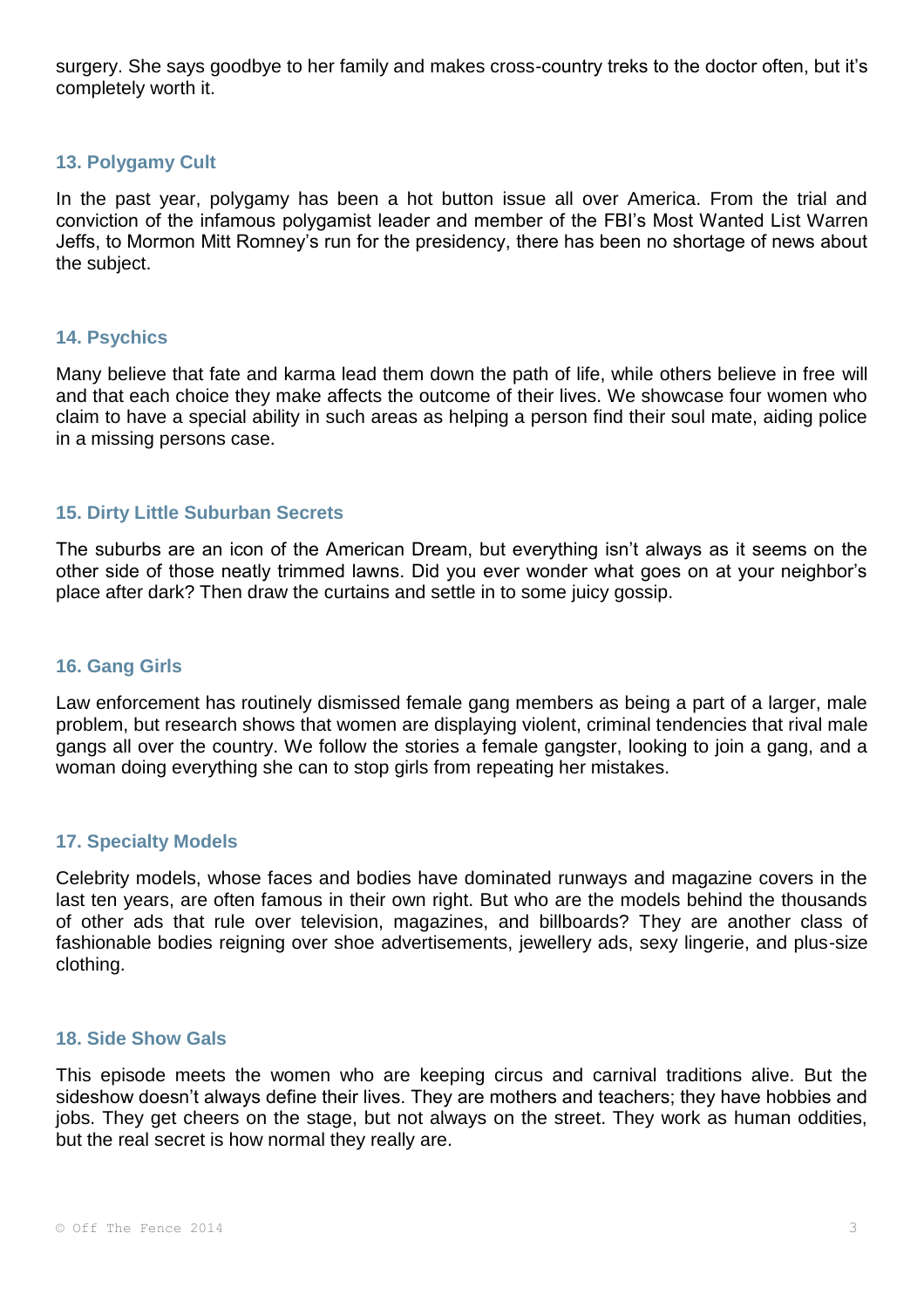surgery. She says goodbye to her family and makes cross-country treks to the doctor often, but it's completely worth it.

### 13. Polygamy Cult

In the past year, polygamy has been a hot button issue all over America. From the trial and conviction of the infamous polygamist leader and member of the FBI's Most Wanted List Warren Jeffs, to Mormon Mitt Romney's run for the presidency, there has been no shortage of news about the subject.

### 14. Psychics

Many believe that fate and karma lead them down the path of life, while others believe in free will and that each choice they make affects the outcome of their lives. We showcase four women who claim to have a special ability in such areas as helping a person find their soul mate, aiding police in a missing persons case.

### 15. Dirty Little Suburban Secrets

The suburbs are an icon of the American Dream, but everything isn't always as it seems on the other side of those neatly trimmed lawns. Did you ever wonder what goes on at your neighbor's place after dark? Then draw the curtains and settle in to some juicy gossip.

### 16. Gang Girls

Law enforcement has routinely dismissed female gang members as being a part of a larger, male problem, but research shows that women are displaying violent, criminal tendencies that rival male gangs all over the country. We follow the stories a female gangster, looking to join a gang, and a woman doing everything she can to stop girls from repeating her mistakes.

### 17. Specialty Models

Celebrity models, whose faces and bodies have dominated runways and magazine covers in the last ten years, are often famous in their own right. But who are the models behind the thousands of other ads that rule over television, magazines, and billboards? They are another class of fashionable bodies reigning over shoe advertisements, jewellery ads, sexy lingerie, and plus-size clothing.

### 18. Side Show Gals

This episode meets the women who are keeping circus and carnival traditions alive. But the sideshow doesn't always define their lives. They are mothers and teachers; they have hobbies and jobs. They get cheers on the stage, but not always on the street. They work as human oddities, but the real secret is how normal they really are.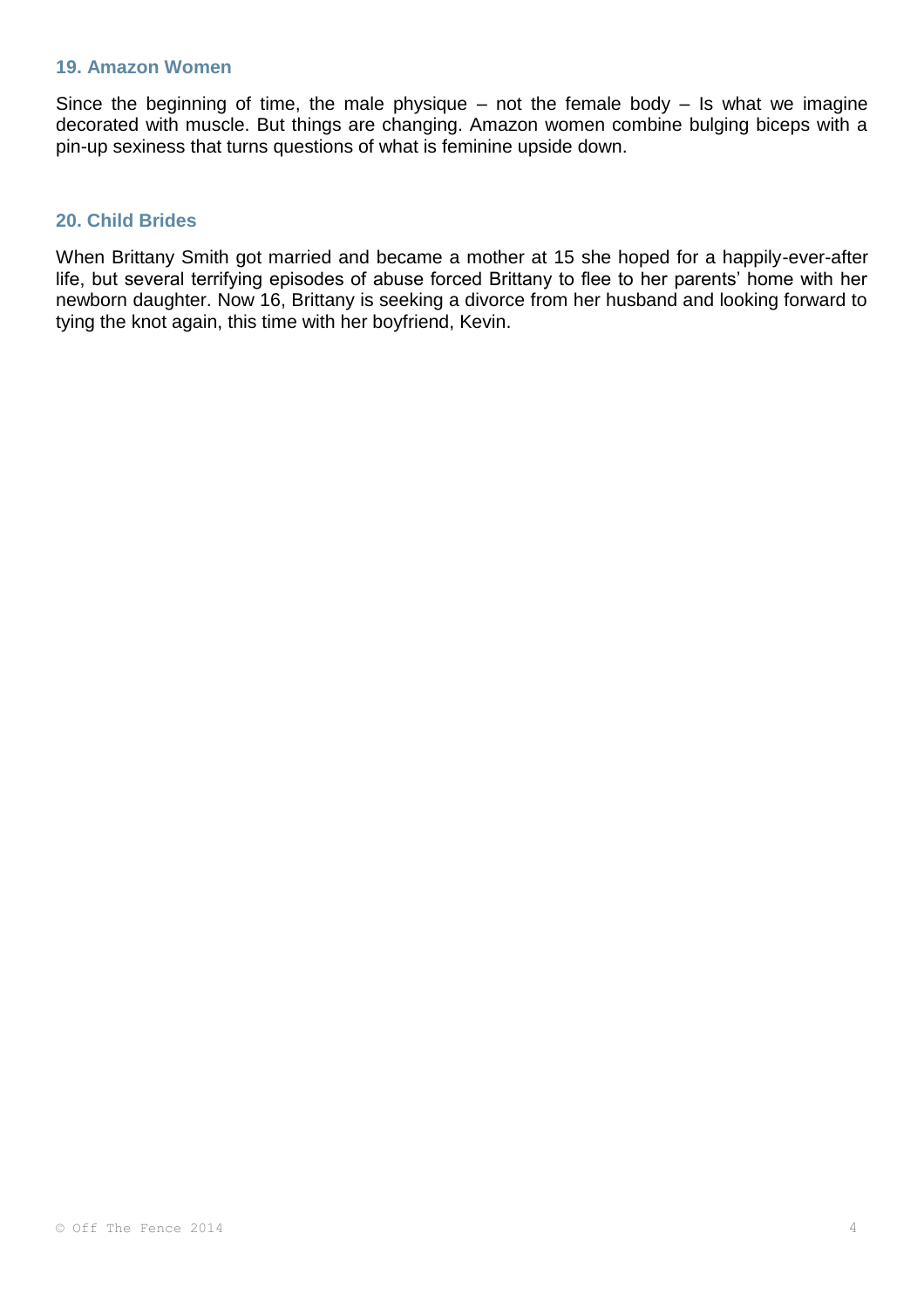### 19. Amazon Women

Since the beginning of time, the male physique – not the female body – Is what we imagine decorated with muscle. But things are changing. Amazon women combine bulging biceps with a pin-up sexiness that turns questions of what is feminine upside down.

### 20. Child Brides

When Brittany Smith got married and became a mother at 15 she hoped for a happily-ever-after life, but several terrifying episodes of abuse forced Brittany to flee to her parents' home with her newborn daughter. Now 16, Brittany is seeking a divorce from her husband and looking forward to tying the knot again, this time with her boyfriend, Kevin.